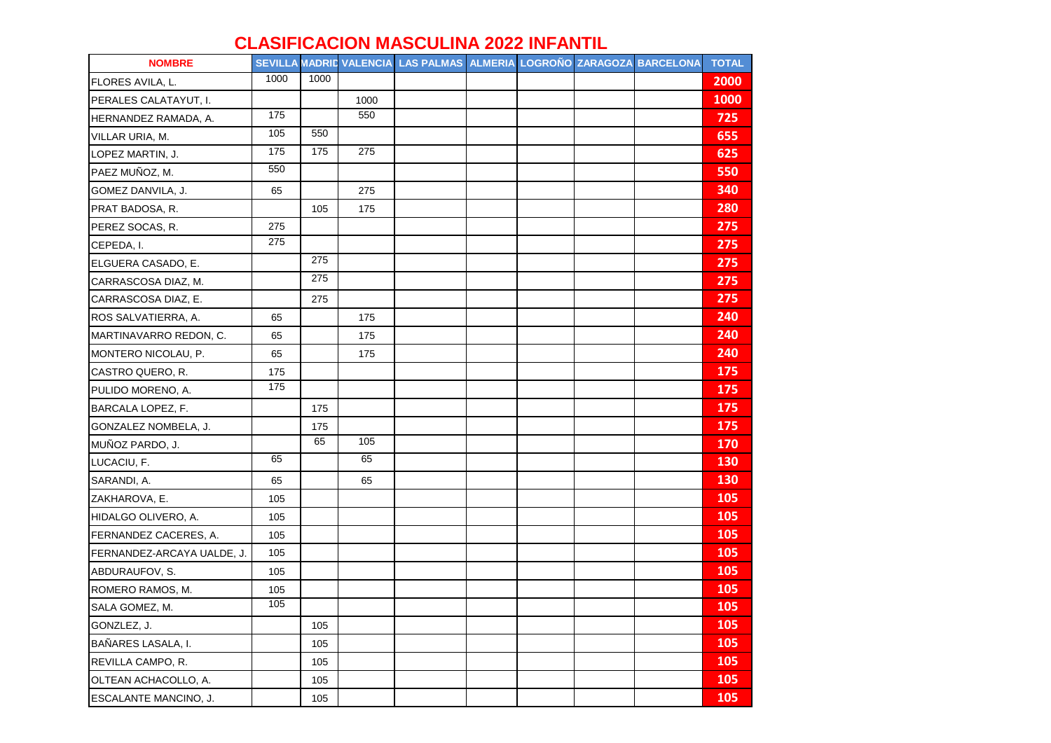# CLASIFICACION MASCULINA 2022 INFANTIL

| NOMBRE | SEVILLA | MADRID | VALENCIA | LAS PALMAS | ALMERIA | LOGROÑO | ZARAGOZA | BARCELONA | TOTAL |
|---|---|---|---|---|---|---|---|---|---|
| FLORES AVILA, L. | 1000 | 1000 | | | | | | | 2000 |
| PERALES CALATAYUT, I. | | | 1000 | | | | | | 1000 |
| HERNANDEZ RAMADA, A. | 175 | | 550 | | | | | | 725 |
| VILLAR URIA, M. | 105 | 550 | | | | | | | 655 |
| LOPEZ MARTIN, J. | 175 | 175 | 275 | | | | | | 625 |
| PAEZ MUÑOZ, M. | 550 | | | | | | | | 550 |
| GOMEZ DANVILA, J. | 65 | | 275 | | | | | | 340 |
| PRAT BADOSA, R. | | 105 | 175 | | | | | | 280 |
| PEREZ SOCAS, R. | 275 | | | | | | | | 275 |
| CEPEDA, I. | 275 | | | | | | | | 275 |
| ELGUERA CASADO, E. | | 275 | | | | | | | 275 |
| CARRASCOSA DIAZ, M. | | 275 | | | | | | | 275 |
| CARRASCOSA DIAZ, E. | | 275 | | | | | | | 275 |
| ROS SALVATIERRA, A. | 65 | | 175 | | | | | | 240 |
| MARTINAVARRO REDON, C. | 65 | | 175 | | | | | | 240 |
| MONTERO NICOLAU, P. | 65 | | 175 | | | | | | 240 |
| CASTRO QUERO, R. | 175 | | | | | | | | 175 |
| PULIDO MORENO, A. | 175 | | | | | | | | 175 |
| BARCALA LOPEZ, F. | | 175 | | | | | | | 175 |
| GONZALEZ NOMBELA, J. | | 175 | | | | | | | 175 |
| MUÑOZ PARDO, J. | | 65 | 105 | | | | | | 170 |
| LUCACIU, F. | 65 | | 65 | | | | | | 130 |
| SARANDI, A. | 65 | | 65 | | | | | | 130 |
| ZAKHAROVA, E. | 105 | | | | | | | | 105 |
| HIDALGO OLIVERO, A. | 105 | | | | | | | | 105 |
| FERNANDEZ CACERES, A. | 105 | | | | | | | | 105 |
| FERNANDEZ-ARCAYA UALDE, J. | 105 | | | | | | | | 105 |
| ABDURAUFOV, S. | 105 | | | | | | | | 105 |
| ROMERO RAMOS, M. | 105 | | | | | | | | 105 |
| SALA GOMEZ, M. | 105 | | | | | | | | 105 |
| GONZLEZ, J. | | 105 | | | | | | | 105 |
| BAÑARES LASALA, I. | | 105 | | | | | | | 105 |
| REVILLA CAMPO, R. | | 105 | | | | | | | 105 |
| OLTEAN ACHACOLLO, A. | | 105 | | | | | | | 105 |
| ESCALANTE MANCINO, J. | | 105 | | | | | | | 105 |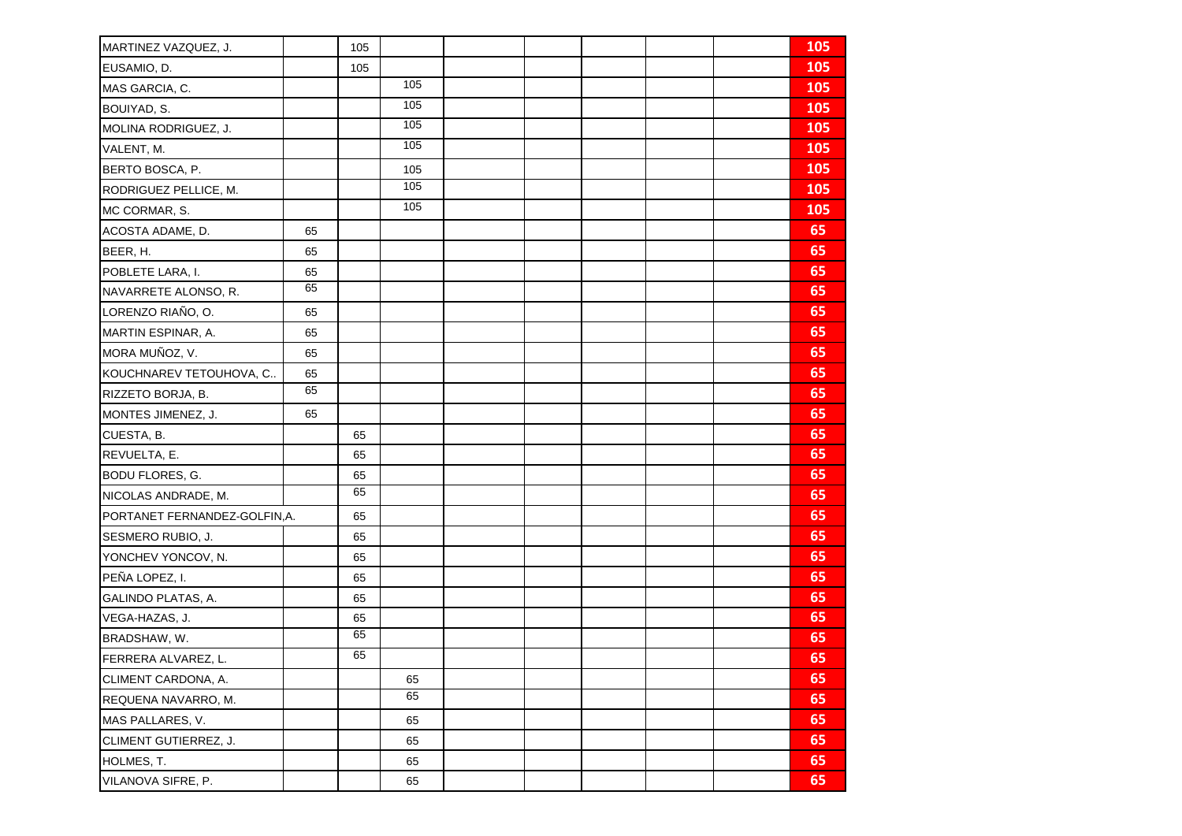| | | | | | | | | | |
|---|---|---|---|---|---|---|---|---|---|
| MARTINEZ VAZQUEZ, J. | | 105 | | | | | | | **105** |
| EUSAMIO, D. | | 105 | | | | | | | **105** |
| MAS GARCIA, C. | | | 105 | | | | | | **105** |
| BOUIYAD, S. | | | 105 | | | | | | **105** |
| MOLINA RODRIGUEZ, J. | | | 105 | | | | | | **105** |
| VALENT, M. | | | 105 | | | | | | **105** |
| BERTO BOSCA, P. | | | 105 | | | | | | **105** |
| RODRIGUEZ PELLICE, M. | | | 105 | | | | | | **105** |
| MC CORMAR, S. | | | 105 | | | | | | **105** |
| ACOSTA ADAME, D. | 65 | | | | | | | | **65** |
| BEER, H. | 65 | | | | | | | | **65** |
| POBLETE LARA, I. | 65 | | | | | | | | **65** |
| NAVARRETE ALONSO, R. | 65 | | | | | | | | **65** |
| LORENZO RIAÑO, O. | 65 | | | | | | | | **65** |
| MARTIN ESPINAR, A. | 65 | | | | | | | | **65** |
| MORA MUÑOZ, V. | 65 | | | | | | | | **65** |
| KOUCHNAREV TETOUHOVA, C.. | 65 | | | | | | | | **65** |
| RIZZETO BORJA, B. | 65 | | | | | | | | **65** |
| MONTES JIMENEZ, J. | 65 | | | | | | | | **65** |
| CUESTA, B. | | 65 | | | | | | | **65** |
| REVUELTA, E. | | 65 | | | | | | | **65** |
| BODU FLORES, G. | | 65 | | | | | | | **65** |
| NICOLAS ANDRADE, M. | | 65 | | | | | | | **65** |
| PORTANET FERNANDEZ-GOLFIN,A. | | 65 | | | | | | | **65** |
| SESMERO RUBIO, J. | | 65 | | | | | | | **65** |
| YONCHEV YONCOV, N. | | 65 | | | | | | | **65** |
| PEÑA LOPEZ, I. | | 65 | | | | | | | **65** |
| GALINDO PLATAS, A. | | 65 | | | | | | | **65** |
| VEGA-HAZAS, J. | | 65 | | | | | | | **65** |
| BRADSHAW, W. | | 65 | | | | | | | **65** |
| FERRERA ALVAREZ, L. | | 65 | | | | | | | **65** |
| CLIMENT CARDONA, A. | | | 65 | | | | | | **65** |
| REQUENA NAVARRO, M. | | | 65 | | | | | | **65** |
| MAS PALLARES, V. | | | 65 | | | | | | **65** |
| CLIMENT GUTIERREZ, J. | | | 65 | | | | | | **65** |
| HOLMES, T. | | | 65 | | | | | | **65** |
| VILANOVA SIFRE, P. | | | 65 | | | | | | **65** |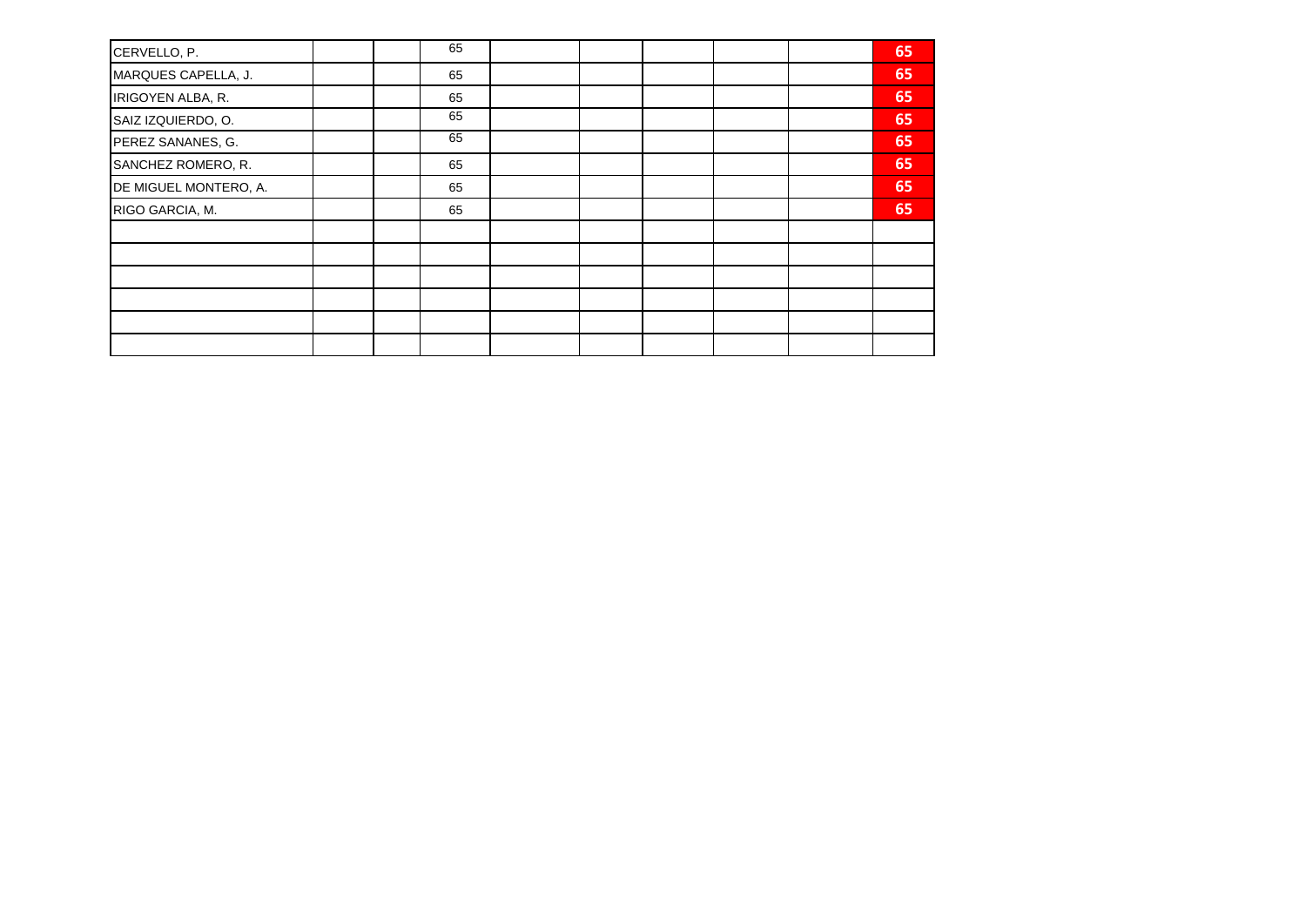| | | | | | | | | | |
|---|---|---|---|---|---|---|---|---|---|
| CERVELLO, P. | | | 65 | | | | | | 65 |
| MARQUES CAPELLA, J. | | | 65 | | | | | | 65 |
| IRIGOYEN ALBA, R. | | | 65 | | | | | | 65 |
| SAIZ IZQUIERDO, O. | | | 65 | | | | | | 65 |
| PEREZ SANANES, G. | | | 65 | | | | | | 65 |
| SANCHEZ ROMERO, R. | | | 65 | | | | | | 65 |
| DE MIGUEL MONTERO, A. | | | 65 | | | | | | 65 |
| RIGO GARCIA, M. | | | 65 | | | | | | 65 |
| | | | | | | | | | |
| | | | | | | | | | |
| | | | | | | | | | |
| | | | | | | | | | |
| | | | | | | | | | |
| | | | | | | | | | |